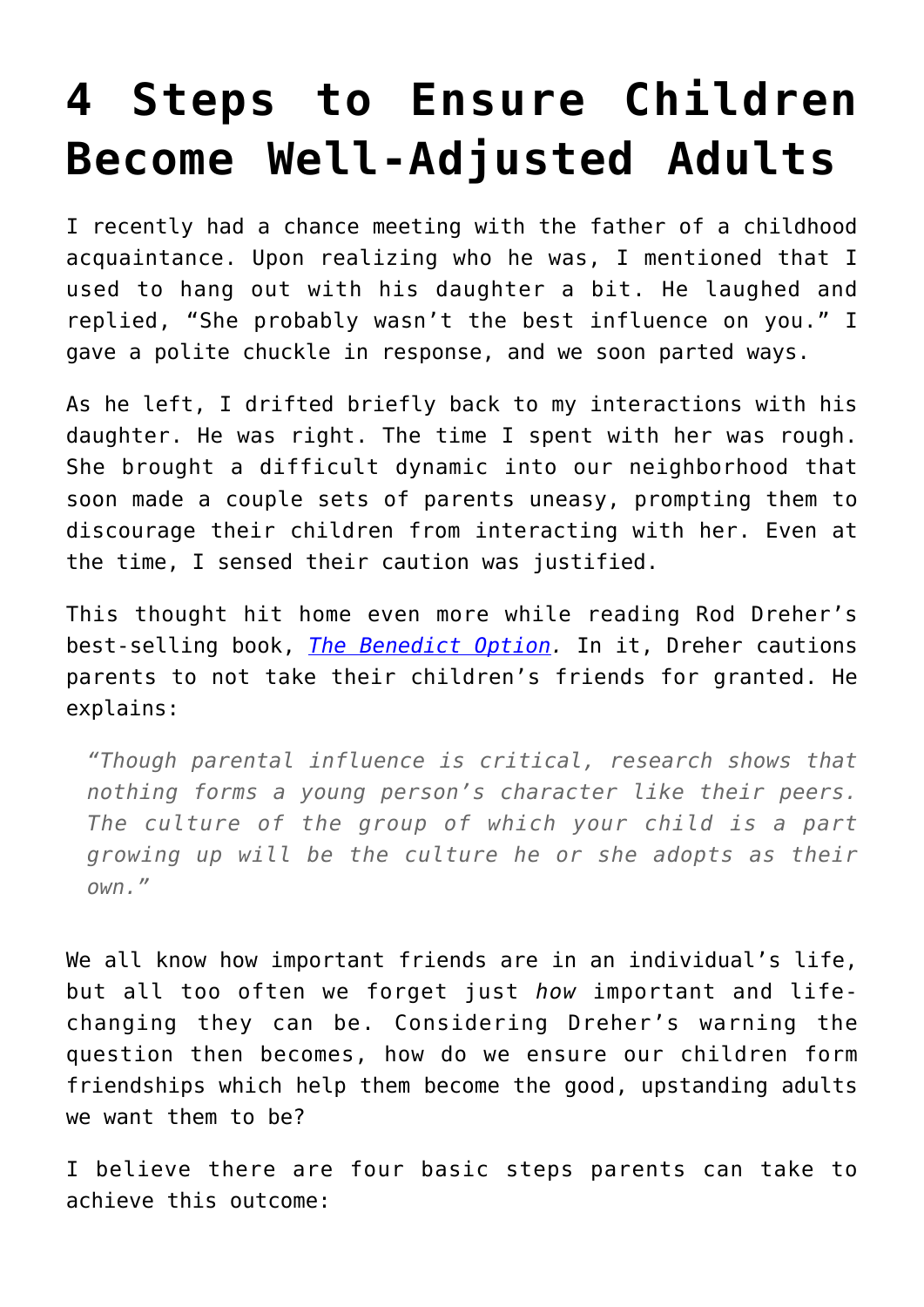# 4 Steps to Ensure Children Become Well-Adjusted Adults

I recently had a chance meeting with the father of a childhood acquaintance. Upon realizing who he was, I mentioned that I used to hang out with his daughter a bit. He laughed and replied, "She probably wasn't the best influence on you." I gave a polite chuckle in response, and we soon parted ways.

As he left, I drifted briefly back to my interactions with his daughter. He was right. The time I spent with her was rough. She brought a difficult dynamic into our neighborhood that soon made a couple sets of parents uneasy, prompting them to discourage their children from interacting with her. Even at the time, I sensed their caution was justified.

This thought hit home even more while reading Rod Dreher's best-selling book, *The Benedict Option.* In it, Dreher cautions parents to not take their children's friends for granted. He explains:

> *"Though parental influence is critical, research shows that nothing forms a young person's character like their peers. The culture of the group of which your child is a part growing up will be the culture he or she adopts as their own."*

We all know how important friends are in an individual's life, but all too often we forget just *how* important and life-changing they can be. Considering Dreher's warning the question then becomes, how do we ensure our children form friendships which help them become the good, upstanding adults we want them to be?

I believe there are four basic steps parents can take to achieve this outcome: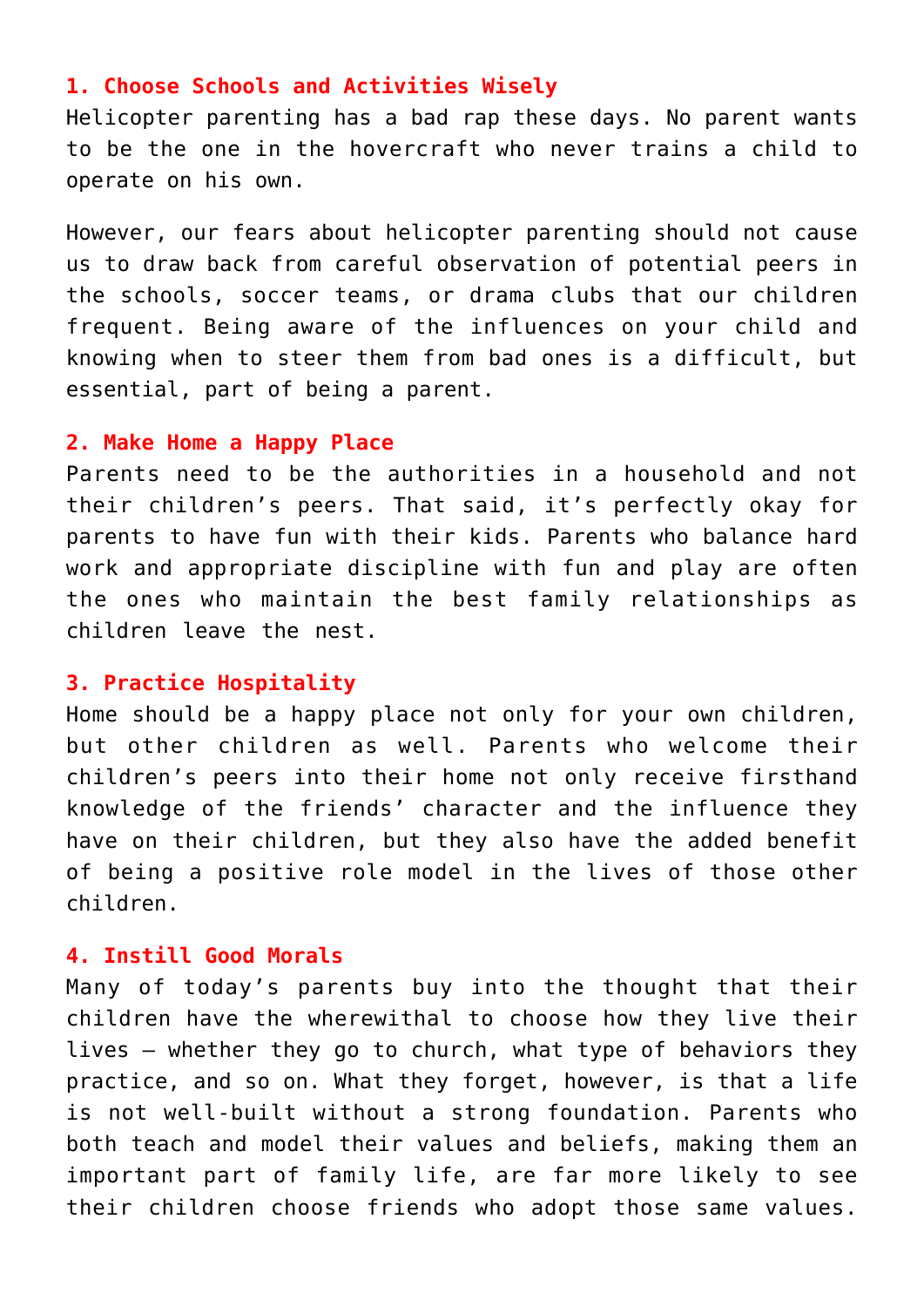### 1. Choose Schools and Activities Wisely

Helicopter parenting has a bad rap these days. No parent wants to be the one in the hovercraft who never trains a child to operate on his own.

However, our fears about helicopter parenting should not cause us to draw back from careful observation of potential peers in the schools, soccer teams, or drama clubs that our children frequent. Being aware of the influences on your child and knowing when to steer them from bad ones is a difficult, but essential, part of being a parent.

### 2. Make Home a Happy Place

Parents need to be the authorities in a household and not their children's peers. That said, it's perfectly okay for parents to have fun with their kids. Parents who balance hard work and appropriate discipline with fun and play are often the ones who maintain the best family relationships as children leave the nest.

### 3. Practice Hospitality

Home should be a happy place not only for your own children, but other children as well. Parents who welcome their children's peers into their home not only receive firsthand knowledge of the friends' character and the influence they have on their children, but they also have the added benefit of being a positive role model in the lives of those other children.

### 4. Instill Good Morals

Many of today's parents buy into the thought that their children have the wherewithal to choose how they live their lives – whether they go to church, what type of behaviors they practice, and so on. What they forget, however, is that a life is not well-built without a strong foundation. Parents who both teach and model their values and beliefs, making them an important part of family life, are far more likely to see their children choose friends who adopt those same values.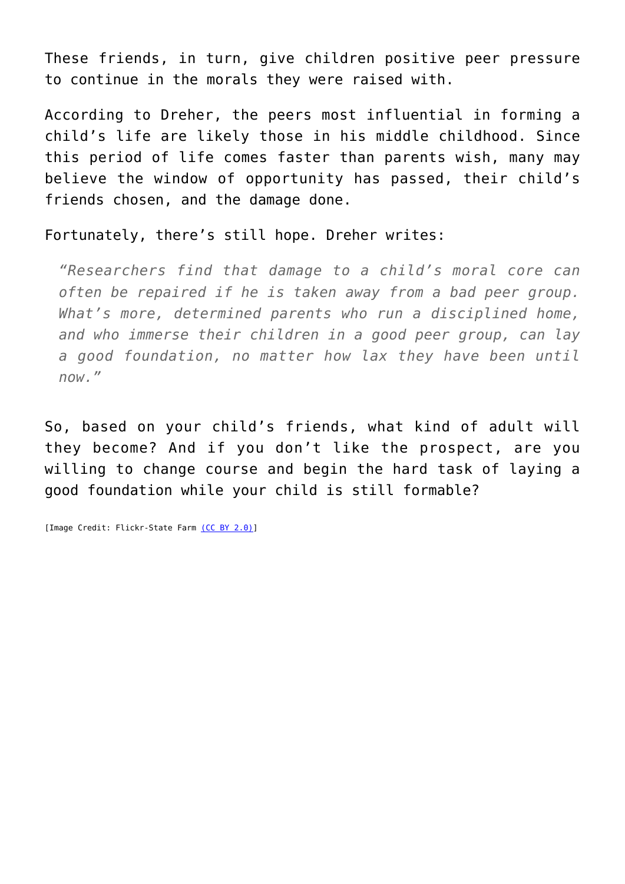These friends, in turn, give children positive peer pressure to continue in the morals they were raised with.

According to Dreher, the peers most influential in forming a child's life are likely those in his middle childhood. Since this period of life comes faster than parents wish, many may believe the window of opportunity has passed, their child's friends chosen, and the damage done.

Fortunately, there's still hope. Dreher writes:

> *"Researchers find that damage to a child's moral core can often be repaired if he is taken away from a bad peer group. What's more, determined parents who run a disciplined home, and who immerse their children in a good peer group, can lay a good foundation, no matter how lax they have been until now."*

So, based on your child's friends, what kind of adult will they become? And if you don't like the prospect, are you willing to change course and begin the hard task of laying a good foundation while your child is still formable?

[Image Credit: Flickr-State Farm (CC BY 2.0)]